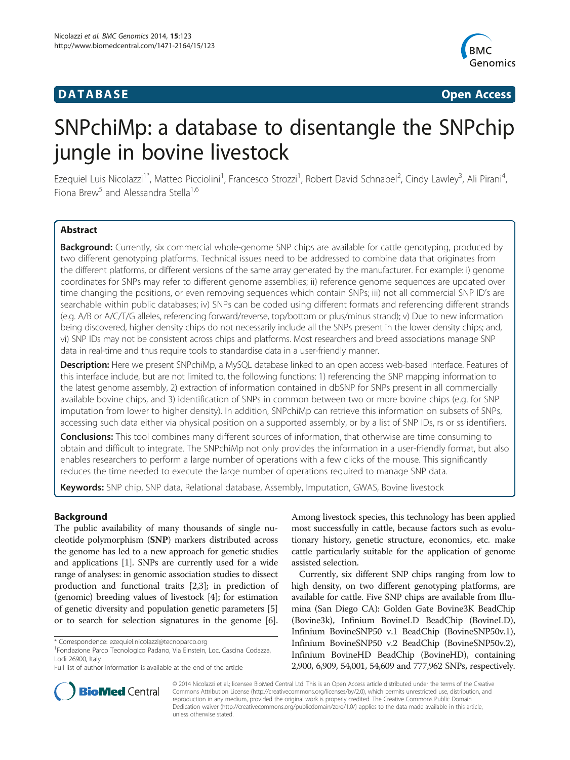DATABASE Open Access

# SNPchiMp: a database to disentangle the SNPchip jungle in bovine livestock

Ezequiel Luis Nicolazzi[1*], Matteo Picciolini[1], Francesco Strozzi[1], Robert David Schnabel[2], Cindy Lawley[3], Ali Pirani[4], Fiona Brew[5] and Alessandra Stella[1,6]

## Abstract

**Background:** Currently, six commercial whole-genome SNP chips are available for cattle genotyping, produced by two different genotyping platforms. Technical issues need to be addressed to combine data that originates from the different platforms, or different versions of the same array generated by the manufacturer. For example: i) genome coordinates for SNPs may refer to different genome assemblies; ii) reference genome sequences are updated over time changing the positions, or even removing sequences which contain SNPs; iii) not all commercial SNP ID's are searchable within public databases; iv) SNPs can be coded using different formats and referencing different strands (e.g. A/B or A/C/T/G alleles, referencing forward/reverse, top/bottom or plus/minus strand); v) Due to new information being discovered, higher density chips do not necessarily include all the SNPs present in the lower density chips; and, vi) SNP IDs may not be consistent across chips and platforms. Most researchers and breed associations manage SNP data in real-time and thus require tools to standardise data in a user-friendly manner.

**Description:** Here we present SNPchiMp, a MySQL database linked to an open access web-based interface. Features of this interface include, but are not limited to, the following functions: 1) referencing the SNP mapping information to the latest genome assembly, 2) extraction of information contained in dbSNP for SNPs present in all commercially available bovine chips, and 3) identification of SNPs in common between two or more bovine chips (e.g. for SNP imputation from lower to higher density). In addition, SNPchiMp can retrieve this information on subsets of SNPs, accessing such data either via physical position on a supported assembly, or by a list of SNP IDs, rs or ss identifiers.

**Conclusions:** This tool combines many different sources of information, that otherwise are time consuming to obtain and difficult to integrate. The SNPchiMp not only provides the information in a user-friendly format, but also enables researchers to perform a large number of operations with a few clicks of the mouse. This significantly reduces the time needed to execute the large number of operations required to manage SNP data.

**Keywords:** SNP chip, SNP data, Relational database, Assembly, Imputation, GWAS, Bovine livestock

## Background

The public availability of many thousands of single nucleotide polymorphism (**SNP**) markers distributed across the genome has led to a new approach for genetic studies and applications [1]. SNPs are currently used for a wide range of analyses: in genomic association studies to dissect production and functional traits [2,3]; in prediction of (genomic) breeding values of livestock [4]; for estimation of genetic diversity and population genetic parameters [5] or to search for selection signatures in the genome [6]. Among livestock species, this technology has been applied most successfully in cattle, because factors such as evolutionary history, genetic structure, economics, etc. make cattle particularly suitable for the application of genome assisted selection.

Currently, six different SNP chips ranging from low to high density, on two different genotyping platforms, are available for cattle. Five SNP chips are available from Illumina (San Diego CA): Golden Gate Bovine3K BeadChip (Bovine3k), Infinium BovineLD BeadChip (BovineLD), Infinium BovineSNP50 v.1 BeadChip (BovineSNP50v.1), Infinium BovineSNP50 v.2 BeadChip (BovineSNP50v.2), Infinium BovineHD BeadChip (BovineHD), containing 2,900, 6,909, 54,001, 54,609 and 777,962 SNPs, respectively.

\* Correspondence: ezequiel.nicolazzi@tecnoparco.org
[1]Fondazione Parco Tecnologico Padano, Via Einstein, Loc. Cascina Codazza, Lodi 26900, Italy
Full list of author information is available at the end of the article

© 2014 Nicolazzi et al.; licensee BioMed Central Ltd. This is an Open Access article distributed under the terms of the Creative Commons Attribution License (http://creativecommons.org/licenses/by/2.0), which permits unrestricted use, distribution, and reproduction in any medium, provided the original work is properly credited. The Creative Commons Public Domain Dedication waiver (http://creativecommons.org/publicdomain/zero/1.0/) applies to the data made available in this article, unless otherwise stated.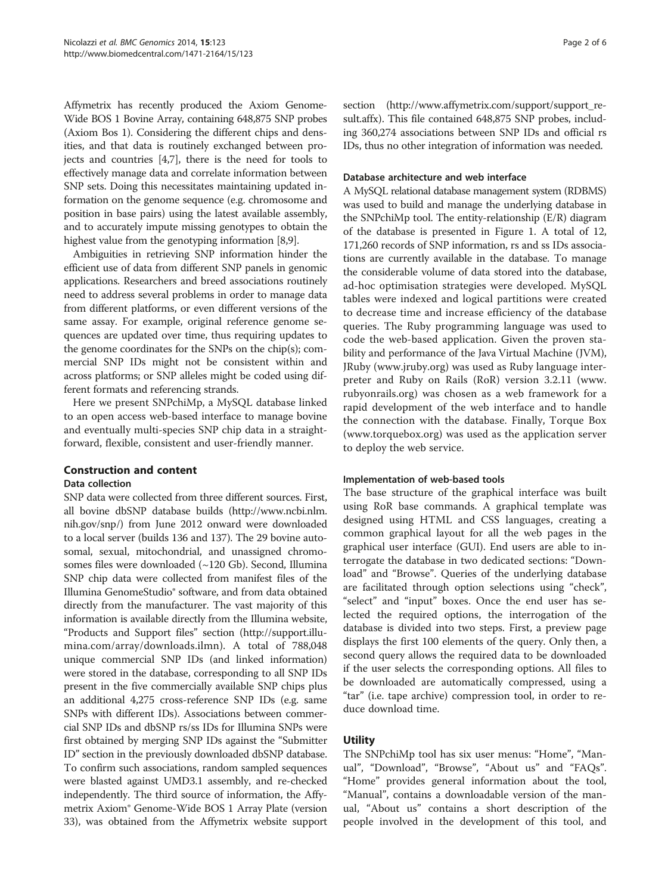Affymetrix has recently produced the Axiom Genome-Wide BOS 1 Bovine Array, containing 648,875 SNP probes (Axiom Bos 1). Considering the different chips and densities, and that data is routinely exchanged between projects and countries [4,7], there is the need for tools to effectively manage data and correlate information between SNP sets. Doing this necessitates maintaining updated information on the genome sequence (e.g. chromosome and position in base pairs) using the latest available assembly, and to accurately impute missing genotypes to obtain the highest value from the genotyping information [8,9].

Ambiguities in retrieving SNP information hinder the efficient use of data from different SNP panels in genomic applications. Researchers and breed associations routinely need to address several problems in order to manage data from different platforms, or even different versions of the same assay. For example, original reference genome sequences are updated over time, thus requiring updates to the genome coordinates for the SNPs on the chip(s); commercial SNP IDs might not be consistent within and across platforms; or SNP alleles might be coded using different formats and referencing strands.

Here we present SNPchiMp, a MySQL database linked to an open access web-based interface to manage bovine and eventually multi-species SNP chip data in a straightforward, flexible, consistent and user-friendly manner.

## Construction and content

### Data collection

SNP data were collected from three different sources. First, all bovine dbSNP database builds (http://www.ncbi.nlm.nih.gov/snp/) from June 2012 onward were downloaded to a local server (builds 136 and 137). The 29 bovine autosomal, sexual, mitochondrial, and unassigned chromosomes files were downloaded (~120 Gb). Second, Illumina SNP chip data were collected from manifest files of the Illumina GenomeStudio® software, and from data obtained directly from the manufacturer. The vast majority of this information is available directly from the Illumina website, "Products and Support files" section (http://support.illumina.com/array/downloads.ilmn). A total of 788,048 unique commercial SNP IDs (and linked information) were stored in the database, corresponding to all SNP IDs present in the five commercially available SNP chips plus an additional 4,275 cross-reference SNP IDs (e.g. same SNPs with different IDs). Associations between commercial SNP IDs and dbSNP rs/ss IDs for Illumina SNPs were first obtained by merging SNP IDs against the "Submitter ID" section in the previously downloaded dbSNP database. To confirm such associations, random sampled sequences were blasted against UMD3.1 assembly, and re-checked independently. The third source of information, the Affymetrix Axiom® Genome-Wide BOS 1 Array Plate (version 33), was obtained from the Affymetrix website support section (http://www.affymetrix.com/support/support_result.affx). This file contained 648,875 SNP probes, including 360,274 associations between SNP IDs and official rs IDs, thus no other integration of information was needed.

### Database architecture and web interface

A MySQL relational database management system (RDBMS) was used to build and manage the underlying database in the SNPchiMp tool. The entity-relationship (E/R) diagram of the database is presented in Figure 1. A total of 12,171,260 records of SNP information, rs and ss IDs associations are currently available in the database. To manage the considerable volume of data stored into the database, ad-hoc optimisation strategies were developed. MySQL tables were indexed and logical partitions were created to decrease time and increase efficiency of the database queries. The Ruby programming language was used to code the web-based application. Given the proven stability and performance of the Java Virtual Machine (JVM), JRuby (www.jruby.org) was used as Ruby language interpreter and Ruby on Rails (RoR) version 3.2.11 (www.rubyonrails.org) was chosen as a web framework for a rapid development of the web interface and to handle the connection with the database. Finally, Torque Box (www.torquebox.org) was used as the application server to deploy the web service.

### Implementation of web-based tools

The base structure of the graphical interface was built using RoR base commands. A graphical template was designed using HTML and CSS languages, creating a common graphical layout for all the web pages in the graphical user interface (GUI). End users are able to interrogate the database in two dedicated sections: "Download" and "Browse". Queries of the underlying database are facilitated through option selections using "check", "select" and "input" boxes. Once the end user has selected the required options, the interrogation of the database is divided into two steps. First, a preview page displays the first 100 elements of the query. Only then, a second query allows the required data to be downloaded if the user selects the corresponding options. All files to be downloaded are automatically compressed, using a "tar" (i.e. tape archive) compression tool, in order to reduce download time.

## Utility

The SNPchiMp tool has six user menus: "Home", "Manual", "Download", "Browse", "About us" and "FAQs". "Home" provides general information about the tool, "Manual", contains a downloadable version of the manual, "About us" contains a short description of the people involved in the development of this tool, and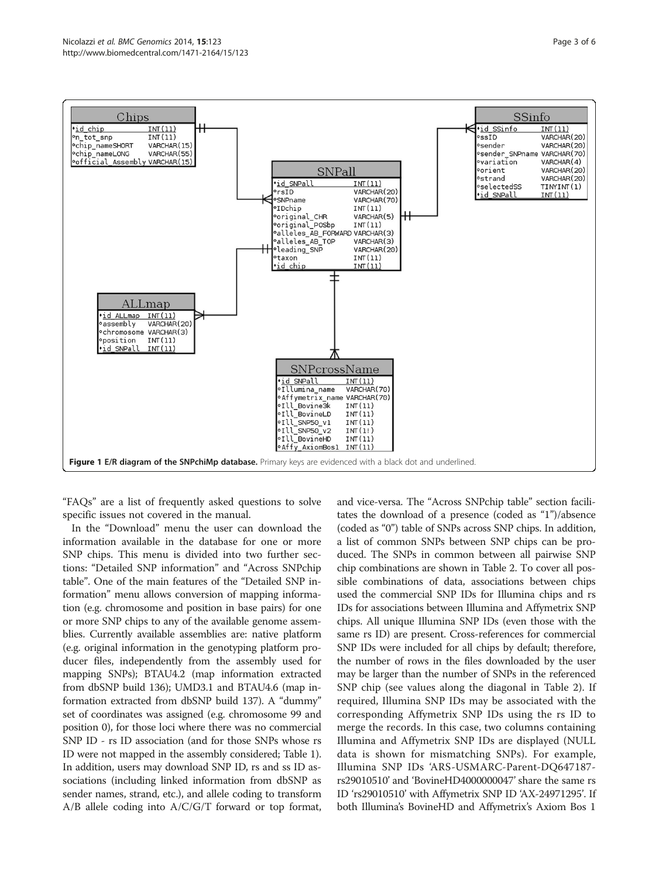**Figure 1 E/R diagram of the SNPchiMp database.** Primary keys are evidenced with a black dot and underlined.

"FAQs" are a list of frequently asked questions to solve specific issues not covered in the manual.

In the "Download" menu the user can download the information available in the database for one or more SNP chips. This menu is divided into two further sections: "Detailed SNP information" and "Across SNPchip table". One of the main features of the "Detailed SNP information" menu allows conversion of mapping information (e.g. chromosome and position in base pairs) for one or more SNP chips to any of the available genome assemblies. Currently available assemblies are: native platform (e.g. original information in the genotyping platform producer files, independently from the assembly used for mapping SNPs); BTAU4.2 (map information extracted from dbSNP build 136); UMD3.1 and BTAU4.6 (map information extracted from dbSNP build 137). A "dummy" set of coordinates was assigned (e.g. chromosome 99 and position 0), for those loci where there was no commercial SNP ID - rs ID association (and for those SNPs whose rs ID were not mapped in the assembly considered; Table 1). In addition, users may download SNP ID, rs and ss ID associations (including linked information from dbSNP as sender names, strand, etc.), and allele coding to transform A/B allele coding into A/C/G/T forward or top format, and vice-versa. The "Across SNPchip table" section facilitates the download of a presence (coded as "1")/absence (coded as "0") table of SNPs across SNP chips. In addition, a list of common SNPs between SNP chips can be produced. The SNPs in common between all pairwise SNP chip combinations are shown in Table 2. To cover all possible combinations of data, associations between chips used the commercial SNP IDs for Illumina chips and rs IDs for associations between Illumina and Affymetrix SNP chips. All unique Illumina SNP IDs (even those with the same rs ID) are present. Cross-references for commercial SNP IDs were included for all chips by default; therefore, the number of rows in the files downloaded by the user may be larger than the number of SNPs in the referenced SNP chip (see values along the diagonal in Table 2). If required, Illumina SNP IDs may be associated with the corresponding Affymetrix SNP IDs using the rs ID to merge the records. In this case, two columns containing Illumina and Affymetrix SNP IDs are displayed (NULL data is shown for mismatching SNPs). For example, Illumina SNP IDs 'ARS-USMARC-Parent-DQ647187-rs29010510' and 'BovineHD4000000047' share the same rs ID 'rs29010510' with Affymetrix SNP ID 'AX-24971295'. If both Illumina's BovineHD and Affymetrix's Axiom Bos 1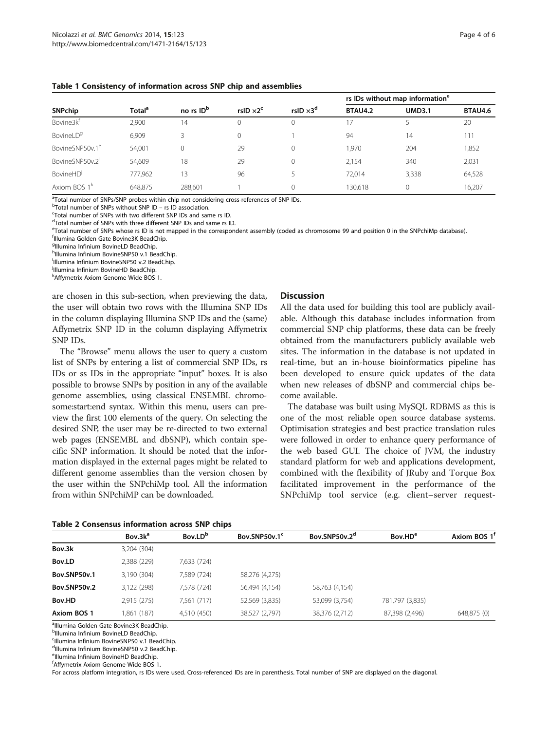**Table 1 Consistency of information across SNP chip and assemblies**

| SNPchip | Total[a] | no rs ID[b] | rsID ×2[c] | rsID ×3[d] | rs IDs without map information[e] | | |
|---|---|---|---|---|---|---|---|
| | | | | | BTAU4.2 | UMD3.1 | BTAU4.6 |
| Bovine3k[f] | 2,900 | 14 | 0 | 0 | 17 | 5 | 20 |
| BovineLD[g] | 6,909 | 3 | 0 | 1 | 94 | 14 | 111 |
| BovineSNP50v.1[h] | 54,001 | 0 | 29 | 0 | 1,970 | 204 | 1,852 |
| BovineSNP50v.2[i] | 54,609 | 18 | 29 | 0 | 2,154 | 340 | 2,031 |
| BovineHD[j] | 777,962 | 13 | 96 | 5 | 72,014 | 3,338 | 64,528 |
| Axiom BOS 1[k] | 648,875 | 288,601 | 1 | 0 | 130,618 | 0 | 16,207 |

[a]Total number of SNPs/SNP probes within chip not considering cross-references of SNP IDs.
[b]Total number of SNPs without SNP ID – rs ID association.
[c]Total number of SNPs with two different SNP IDs and same rs ID.
[d]Total number of SNPs with three different SNP IDs and same rs ID.
[e]Total number of SNPs whose rs ID is not mapped in the correspondent assembly (coded as chromosome 99 and position 0 in the SNPchiMp database).
[f]Illumina Golden Gate Bovine3K BeadChip.
[g]Illumina Infinium BovineLD BeadChip.
[h]Illumina Infinium BovineSNP50 v.1 BeadChip.
[i]Illumina Infinium BovineSNP50 v.2 BeadChip.
[j]Illumina Infinium BovineHD BeadChip.
[k]Affymetrix Axiom Genome-Wide BOS 1.

are chosen in this sub-section, when previewing the data, the user will obtain two rows with the Illumina SNP IDs in the column displaying Illumina SNP IDs and the (same) Affymetrix SNP ID in the column displaying Affymetrix SNP IDs.

The "Browse" menu allows the user to query a custom list of SNPs by entering a list of commercial SNP IDs, rs IDs or ss IDs in the appropriate "input" boxes. It is also possible to browse SNPs by position in any of the available genome assemblies, using classical ENSEMBL chromosome:start:end syntax. Within this menu, users can preview the first 100 elements of the query. On selecting the desired SNP, the user may be re-directed to two external web pages (ENSEMBL and dbSNP), which contain specific SNP information. It should be noted that the information displayed in the external pages might be related to different genome assemblies than the version chosen by the user within the SNPchiMp tool. All the information from within SNPchiMP can be downloaded.

## Discussion

All the data used for building this tool are publicly available. Although this database includes information from commercial SNP chip platforms, these data can be freely obtained from the manufacturers publicly available web sites. The information in the database is not updated in real-time, but an in-house bioinformatics pipeline has been developed to ensure quick updates of the data when new releases of dbSNP and commercial chips become available.

The database was built using MySQL RDBMS as this is one of the most reliable open source database systems. Optimisation strategies and best practice translation rules were followed in order to enhance query performance of the web based GUI. The choice of JVM, the industry standard platform for web and applications development, combined with the flexibility of JRuby and Torque Box facilitated improvement in the performance of the SNPchiMp tool service (e.g. client–server request-

**Table 2 Consensus information across SNP chips**

| | Bov.3k[a] | Bov.LD[b] | Bov.SNP50v.1[c] | Bov.SNP50v.2[d] | Bov.HD[e] | Axiom BOS 1[f] |
|---|---|---|---|---|---|---|
| **Bov.3k** | 3,204 (304) | | | | | |
| **Bov.LD** | 2,388 (229) | 7,633 (724) | | | | |
| **Bov.SNP50v.1** | 3,190 (304) | 7,589 (724) | 58,276 (4,275) | | | |
| **Bov.SNP50v.2** | 3,122 (298) | 7,578 (724) | 56,494 (4,154) | 58,763 (4,154) | | |
| **Bov.HD** | 2,915 (275) | 7,561 (717) | 52,569 (3,835) | 53,099 (3,754) | 781,797 (3,835) | |
| **Axiom BOS 1** | 1,861 (187) | 4,510 (450) | 38,527 (2,797) | 38,376 (2,712) | 87,398 (2,496) | 648,875 (0) |

[a]Illumina Golden Gate Bovine3K BeadChip.
[b]Illumina Infinium BovineLD BeadChip.
[c]Illumina Infinium BovineSNP50 v.1 BeadChip.
[d]Illumina Infinium BovineSNP50 v.2 BeadChip.
[e]Illumina Infinium BovineHD BeadChip.
[f]Affymetrix Axiom Genome-Wide BOS 1.
For across platform integration, rs IDs were used. Cross-referenced IDs are in parenthesis. Total number of SNP are displayed on the diagonal.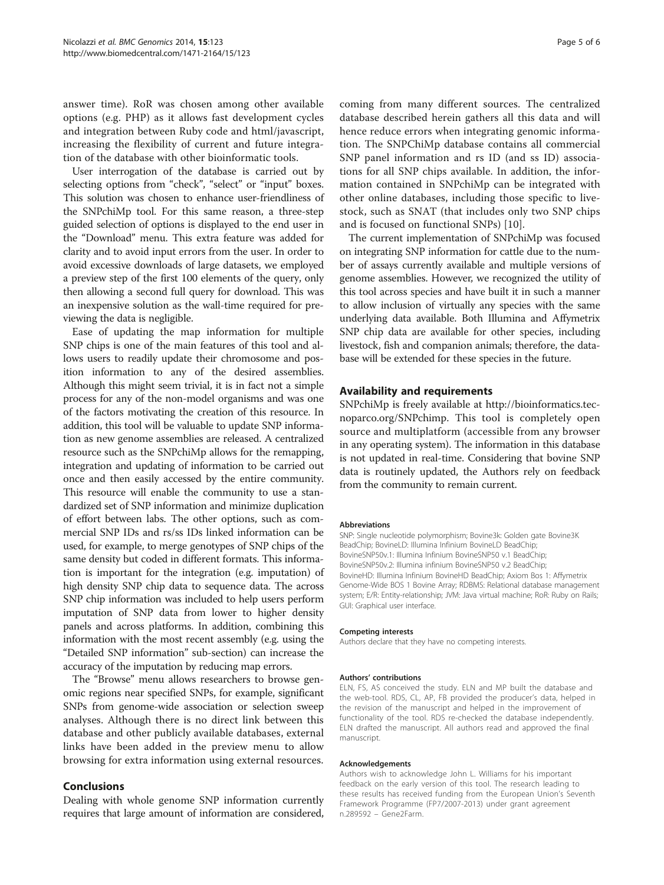answer time). RoR was chosen among other available options (e.g. PHP) as it allows fast development cycles and integration between Ruby code and html/javascript, increasing the flexibility of current and future integration of the database with other bioinformatic tools.

User interrogation of the database is carried out by selecting options from "check", "select" or "input" boxes. This solution was chosen to enhance user-friendliness of the SNPchiMp tool. For this same reason, a three-step guided selection of options is displayed to the end user in the "Download" menu. This extra feature was added for clarity and to avoid input errors from the user. In order to avoid excessive downloads of large datasets, we employed a preview step of the first 100 elements of the query, only then allowing a second full query for download. This was an inexpensive solution as the wall-time required for previewing the data is negligible.

Ease of updating the map information for multiple SNP chips is one of the main features of this tool and allows users to readily update their chromosome and position information to any of the desired assemblies. Although this might seem trivial, it is in fact not a simple process for any of the non-model organisms and was one of the factors motivating the creation of this resource. In addition, this tool will be valuable to update SNP information as new genome assemblies are released. A centralized resource such as the SNPchiMp allows for the remapping, integration and updating of information to be carried out once and then easily accessed by the entire community. This resource will enable the community to use a standardized set of SNP information and minimize duplication of effort between labs. The other options, such as commercial SNP IDs and rs/ss IDs linked information can be used, for example, to merge genotypes of SNP chips of the same density but coded in different formats. This information is important for the integration (e.g. imputation) of high density SNP chip data to sequence data. The across SNP chip information was included to help users perform imputation of SNP data from lower to higher density panels and across platforms. In addition, combining this information with the most recent assembly (e.g. using the "Detailed SNP information" sub-section) can increase the accuracy of the imputation by reducing map errors.

The "Browse" menu allows researchers to browse genomic regions near specified SNPs, for example, significant SNPs from genome-wide association or selection sweep analyses. Although there is no direct link between this database and other publicly available databases, external links have been added in the preview menu to allow browsing for extra information using external resources.

## Conclusions

Dealing with whole genome SNP information currently requires that large amount of information are considered, coming from many different sources. The centralized database described herein gathers all this data and will hence reduce errors when integrating genomic information. The SNPChiMp database contains all commercial SNP panel information and rs ID (and ss ID) associations for all SNP chips available. In addition, the information contained in SNPchiMp can be integrated with other online databases, including those specific to livestock, such as SNAT (that includes only two SNP chips and is focused on functional SNPs) [10].

The current implementation of SNPchiMp was focused on integrating SNP information for cattle due to the number of assays currently available and multiple versions of genome assemblies. However, we recognized the utility of this tool across species and have built it in such a manner to allow inclusion of virtually any species with the same underlying data available. Both Illumina and Affymetrix SNP chip data are available for other species, including livestock, fish and companion animals; therefore, the database will be extended for these species in the future.

## Availability and requirements

SNPchiMp is freely available at http://bioinformatics.tecnoparco.org/SNPchimp. This tool is completely open source and multiplatform (accessible from any browser in any operating system). The information in this database is not updated in real-time. Considering that bovine SNP data is routinely updated, the Authors rely on feedback from the community to remain current.

#### Abbreviations

SNP: Single nucleotide polymorphism; Bovine3k: Golden gate Bovine3K BeadChip; BovineLD: Illumina Infinium BovineLD BeadChip; BovineSNP50v.1: Illumina Infinium BovineSNP50 v.1 BeadChip; BovineSNP50v.2: Illumina infinium BovineSNP50 v.2 BeadChip; BovineHD: Illumina Infinium BovineHD BeadChip; Axiom Bos 1: Affymetrix Genome-Wide BOS 1 Bovine Array; RDBMS: Relational database management system; E/R: Entity-relationship; JVM: Java virtual machine; RoR: Ruby on Rails; GUI: Graphical user interface.

#### Competing interests

Authors declare that they have no competing interests.

#### Authors' contributions

ELN, FS, AS conceived the study. ELN and MP built the database and the web-tool. RDS, CL, AP, FB provided the producer's data, helped in the revision of the manuscript and helped in the improvement of functionality of the tool. RDS re-checked the database independently. ELN drafted the manuscript. All authors read and approved the final manuscript.

#### Acknowledgements

Authors wish to acknowledge John L. Williams for his important feedback on the early version of this tool. The research leading to these results has received funding from the European Union's Seventh Framework Programme (FP7/2007-2013) under grant agreement n.289592 – Gene2Farm.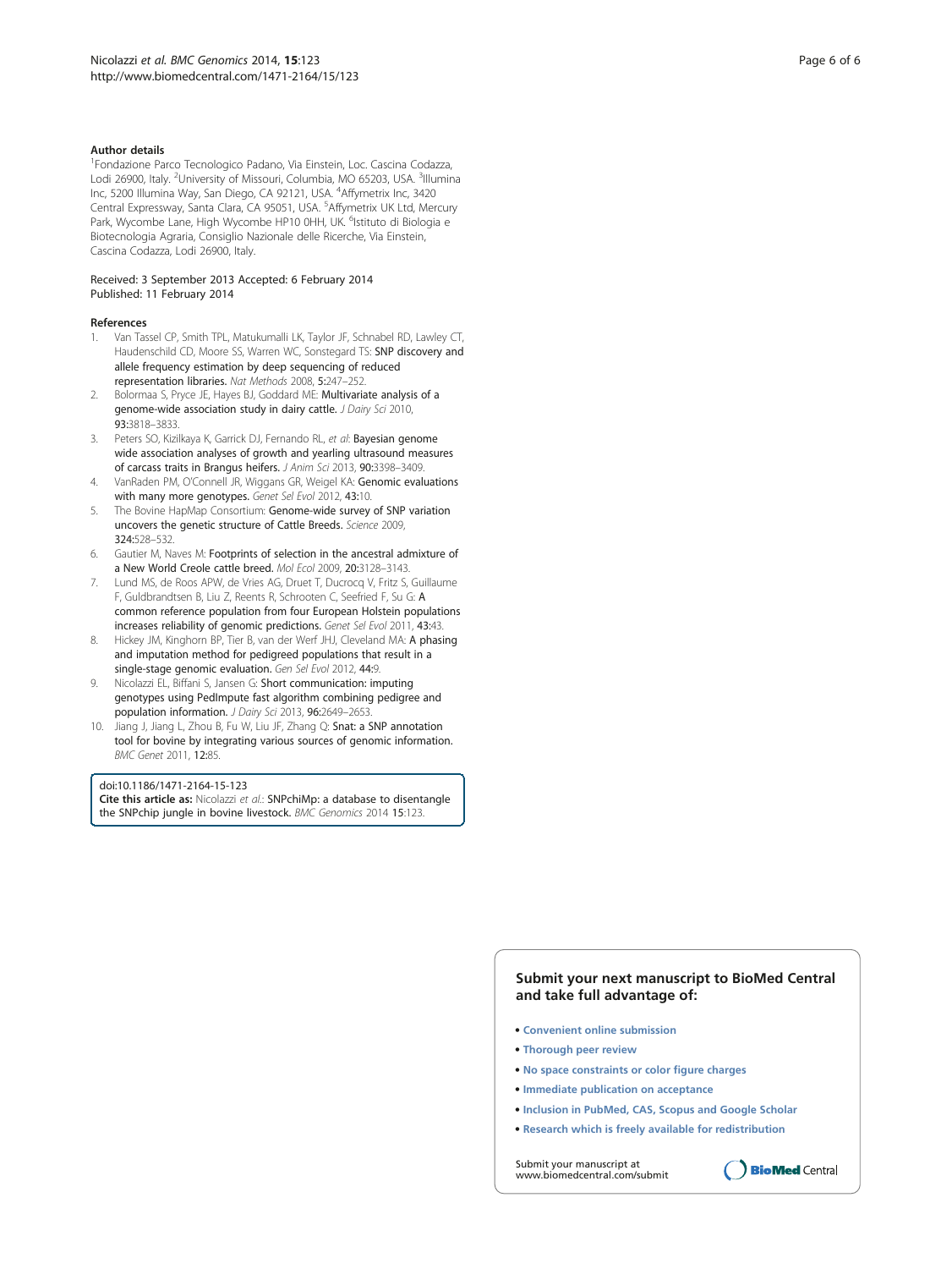#### Author details

[1]Fondazione Parco Tecnologico Padano, Via Einstein, Loc. Cascina Codazza, Lodi 26900, Italy. [2]University of Missouri, Columbia, MO 65203, USA. [3]Illumina Inc, 5200 Illumina Way, San Diego, CA 92121, USA. [4]Affymetrix Inc, 3420 Central Expressway, Santa Clara, CA 95051, USA. [5]Affymetrix UK Ltd, Mercury Park, Wycombe Lane, High Wycombe HP10 0HH, UK. [6]Istituto di Biologia e Biotecnologia Agraria, Consiglio Nazionale delle Ricerche, Via Einstein, Cascina Codazza, Lodi 26900, Italy.

Received: 3 September 2013 Accepted: 6 February 2014
Published: 11 February 2014

#### References

1. Van Tassel CP, Smith TPL, Matukumalli LK, Taylor JF, Schnabel RD, Lawley CT, Haudenschild CD, Moore SS, Warren WC, Sonstegard TS: **SNP discovery and allele frequency estimation by deep sequencing of reduced representation libraries.** *Nat Methods* 2008, **5:**247–252.
2. Bolormaa S, Pryce JE, Hayes BJ, Goddard ME: **Multivariate analysis of a genome-wide association study in dairy cattle.** *J Dairy Sci* 2010, **93:**3818–3833.
3. Peters SO, Kizilkaya K, Garrick DJ, Fernando RL, *et al*: **Bayesian genome wide association analyses of growth and yearling ultrasound measures of carcass traits in Brangus heifers.** *J Anim Sci* 2013, **90:**3398–3409.
4. VanRaden PM, O'Connell JR, Wiggans GR, Weigel KA: **Genomic evaluations with many more genotypes.** *Genet Sel Evol* 2012, **43:**10.
5. The Bovine HapMap Consortium: **Genome-wide survey of SNP variation uncovers the genetic structure of Cattle Breeds.** *Science* 2009, **324:**528–532.
6. Gautier M, Naves M: **Footprints of selection in the ancestral admixture of a New World Creole cattle breed.** *Mol Ecol* 2009, **20:**3128–3143.
7. Lund MS, de Roos APW, de Vries AG, Druet T, Ducrocq V, Fritz S, Guillaume F, Guldbrandtsen B, Liu Z, Reents R, Schrooten C, Seefried F, Su G: **A common reference population from four European Holstein populations increases reliability of genomic predictions.** *Genet Sel Evol* 2011, **43:**43.
8. Hickey JM, Kinghorn BP, Tier B, van der Werf JHJ, Cleveland MA: **A phasing and imputation method for pedigreed populations that result in a single-stage genomic evaluation.** *Gen Sel Evol* 2012, **44:**9.
9. Nicolazzi EL, Biffani S, Jansen G: **Short communication: imputing genotypes using PedImpute fast algorithm combining pedigree and population information.** *J Dairy Sci* 2013, **96:**2649–2653.
10. Jiang J, Jiang L, Zhou B, Fu W, Liu JF, Zhang Q: **Snat: a SNP annotation tool for bovine by integrating various sources of genomic information.** *BMC Genet* 2011, **12:**85.

doi:10.1186/1471-2164-15-123
**Cite this article as:** Nicolazzi *et al.*: SNPchiMp: a database to disentangle the SNPchip jungle in bovine livestock. *BMC Genomics* 2014 **15**:123.

**Submit your next manuscript to BioMed Central and take full advantage of:**

- **Convenient online submission**
- **Thorough peer review**
- **No space constraints or color figure charges**
- **Immediate publication on acceptance**
- **Inclusion in PubMed, CAS, Scopus and Google Scholar**
- **Research which is freely available for redistribution**

Submit your manuscript at
www.biomedcentral.com/submit

BioMed Central